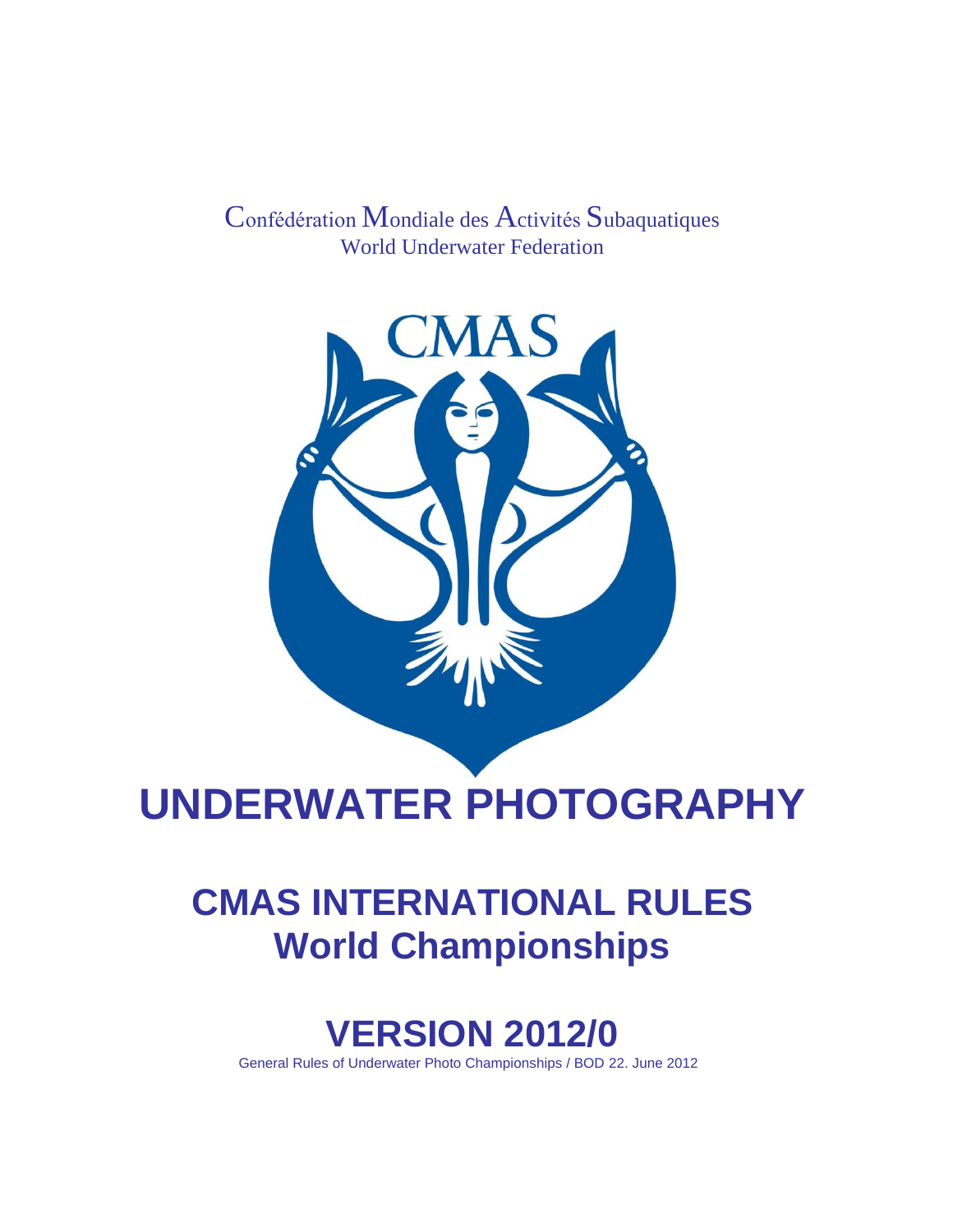Confédération Mondiale des Activités Subaquatiques
World Underwater Federation

CMAS

# UNDERWATER PHOTOGRAPHY

# CMAS INTERNATIONAL RULES
# World Championships

# VERSION 2012/0

General Rules of Underwater Photo Championships / BOD 22. June 2012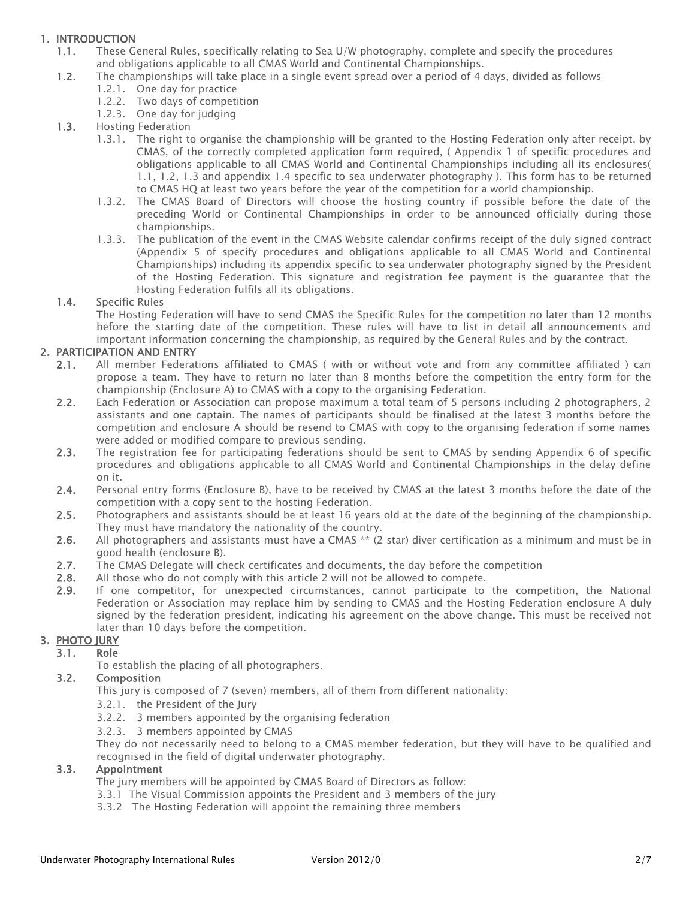# 1. INTRODUCTION

**1.1.** These General Rules, specifically relating to Sea U/W photography, complete and specify the procedures and obligations applicable to all CMAS World and Continental Championships.

**1.2.** The championships will take place in a single event spread over a period of 4 days, divided as follows

- 1.2.1. One day for practice
- 1.2.2. Two days of competition
- 1.2.3. One day for judging

**1.3.** Hosting Federation

- 1.3.1. The right to organise the championship will be granted to the Hosting Federation only after receipt, by CMAS, of the correctly completed application form required, ( Appendix 1 of specific procedures and obligations applicable to all CMAS World and Continental Championships including all its enclosures( 1.1, 1.2, 1.3 and appendix 1.4 specific to sea underwater photography ). This form has to be returned to CMAS HQ at least two years before the year of the competition for a world championship.
- 1.3.2. The CMAS Board of Directors will choose the hosting country if possible before the date of the preceding World or Continental Championships in order to be announced officially during those championships.
- 1.3.3. The publication of the event in the CMAS Website calendar confirms receipt of the duly signed contract (Appendix 5 of specify procedures and obligations applicable to all CMAS World and Continental Championships) including its appendix specific to sea underwater photography signed by the President of the Hosting Federation. This signature and registration fee payment is the guarantee that the Hosting Federation fulfils all its obligations.

**1.4.** Specific Rules

The Hosting Federation will have to send CMAS the Specific Rules for the competition no later than 12 months before the starting date of the competition. These rules will have to list in detail all announcements and important information concerning the championship, as required by the General Rules and by the contract.

# 2. PARTICIPATION AND ENTRY

**2.1.** All member Federations affiliated to CMAS ( with or without vote and from any committee affiliated ) can propose a team. They have to return no later than 8 months before the competition the entry form for the championship (Enclosure A) to CMAS with a copy to the organising Federation.

**2.2.** Each Federation or Association can propose maximum a total team of 5 persons including 2 photographers, 2 assistants and one captain. The names of participants should be finalised at the latest 3 months before the competition and enclosure A should be resend to CMAS with copy to the organising federation if some names were added or modified compare to previous sending.

**2.3.** The registration fee for participating federations should be sent to CMAS by sending Appendix 6 of specific procedures and obligations applicable to all CMAS World and Continental Championships in the delay define on it.

**2.4.** Personal entry forms (Enclosure B), have to be received by CMAS at the latest 3 months before the date of the competition with a copy sent to the hosting Federation.

**2.5.** Photographers and assistants should be at least 16 years old at the date of the beginning of the championship. They must have mandatory the nationality of the country.

**2.6.** All photographers and assistants must have a CMAS ** (2 star) diver certification as a minimum and must be in good health (enclosure B).

**2.7.** The CMAS Delegate will check certificates and documents, the day before the competition

**2.8.** All those who do not comply with this article 2 will not be allowed to compete.

**2.9.** If one competitor, for unexpected circumstances, cannot participate to the competition, the National Federation or Association may replace him by sending to CMAS and the Hosting Federation enclosure A duly signed by the federation president, indicating his agreement on the above change. This must be received not later than 10 days before the competition.

# 3. PHOTO JURY

**3.1. Role**

To establish the placing of all photographers.

**3.2. Composition**

This jury is composed of 7 (seven) members, all of them from different nationality:

- 3.2.1. the President of the Jury
- 3.2.2. 3 members appointed by the organising federation
- 3.2.3. 3 members appointed by CMAS

They do not necessarily need to belong to a CMAS member federation, but they will have to be qualified and recognised in the field of digital underwater photography.

**3.3. Appointment**

The jury members will be appointed by CMAS Board of Directors as follow:

- 3.3.1 The Visual Commission appoints the President and 3 members of the jury
- 3.3.2 The Hosting Federation will appoint the remaining three members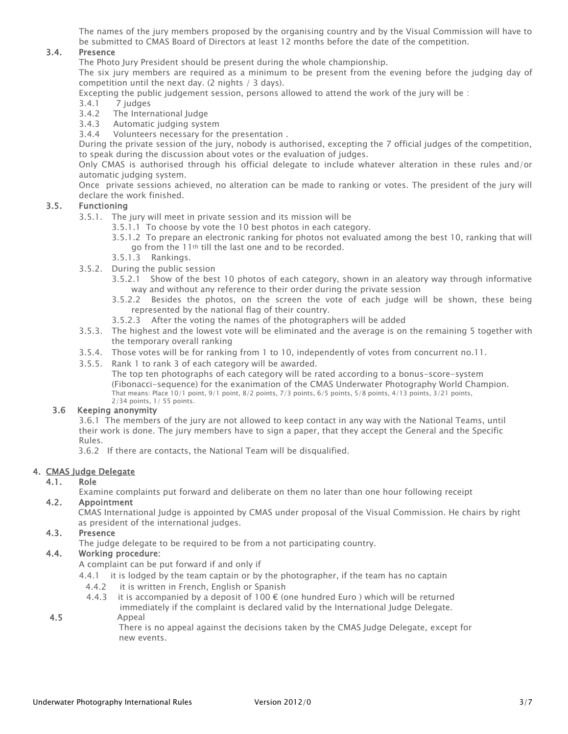The names of the jury members proposed by the organising country and by the Visual Commission will have to be submitted to CMAS Board of Directors at least 12 months before the date of the competition.

### 3.4. Presence

The Photo Jury President should be present during the whole championship.

The six jury members are required as a minimum to be present from the evening before the judging day of competition until the next day. (2 nights / 3 days).

Excepting the public judgement session, persons allowed to attend the work of the jury will be :

3.4.1 7 judges
3.4.2 The International Judge
3.4.3 Automatic judging system
3.4.4 Volunteers necessary for the presentation .

During the private session of the jury, nobody is authorised, excepting the 7 official judges of the competition, to speak during the discussion about votes or the evaluation of judges.

Only CMAS is authorised through his official delegate to include whatever alteration in these rules and/or automatic judging system.

Once private sessions achieved, no alteration can be made to ranking or votes. The president of the jury will declare the work finished.

### 3.5. Functioning

3.5.1. The jury will meet in private session and its mission will be

- 3.5.1.1 To choose by vote the 10 best photos in each category.
- 3.5.1.2 To prepare an electronic ranking for photos not evaluated among the best 10, ranking that will go from the 11th till the last one and to be recorded.
- 3.5.1.3 Rankings.

3.5.2. During the public session

- 3.5.2.1 Show of the best 10 photos of each category, shown in an aleatory way through informative way and without any reference to their order during the private session
- 3.5.2.2 Besides the photos, on the screen the vote of each judge will be shown, these being represented by the national flag of their country.
- 3.5.2.3 After the voting the names of the photographers will be added

3.5.3. The highest and the lowest vote will be eliminated and the average is on the remaining 5 together with the temporary overall ranking

3.5.4. Those votes will be for ranking from 1 to 10, independently of votes from concurrent no.11.

3.5.5. Rank 1 to rank 3 of each category will be awarded.
The top ten photographs of each category will be rated according to a bonus-score-system (Fibonacci-sequence) for the exanimation of the CMAS Underwater Photography World Champion.
That means: Place 10/1 point, 9/1 point, 8/2 points, 7/3 points, 6/5 points, 5/8 points, 4/13 points, 3/21 points, 2/34 points, 1/ 55 points.

### 3.6 Keeping anonymity

3.6.1 The members of the jury are not allowed to keep contact in any way with the National Teams, until their work is done. The jury members have to sign a paper, that they accept the General and the Specific Rules.

3.6.2 If there are contacts, the National Team will be disqualified.

## 4. CMAS Judge Delegate

### 4.1. Role

Examine complaints put forward and deliberate on them no later than one hour following receipt

### 4.2. Appointment

CMAS International Judge is appointed by CMAS under proposal of the Visual Commission. He chairs by right as president of the international judges.

### 4.3. Presence

The judge delegate to be required to be from a not participating country.

### 4.4. Working procedure:

A complaint can be put forward if and only if

4.4.1 it is lodged by the team captain or by the photographer, if the team has no captain
4.4.2 it is written in French, English or Spanish
4.4.3 it is accompanied by a deposit of 100 € (one hundred Euro ) which will be returned immediately if the complaint is declared valid by the International Judge Delegate.

### 4.5 Appeal

There is no appeal against the decisions taken by the CMAS Judge Delegate, except for new events.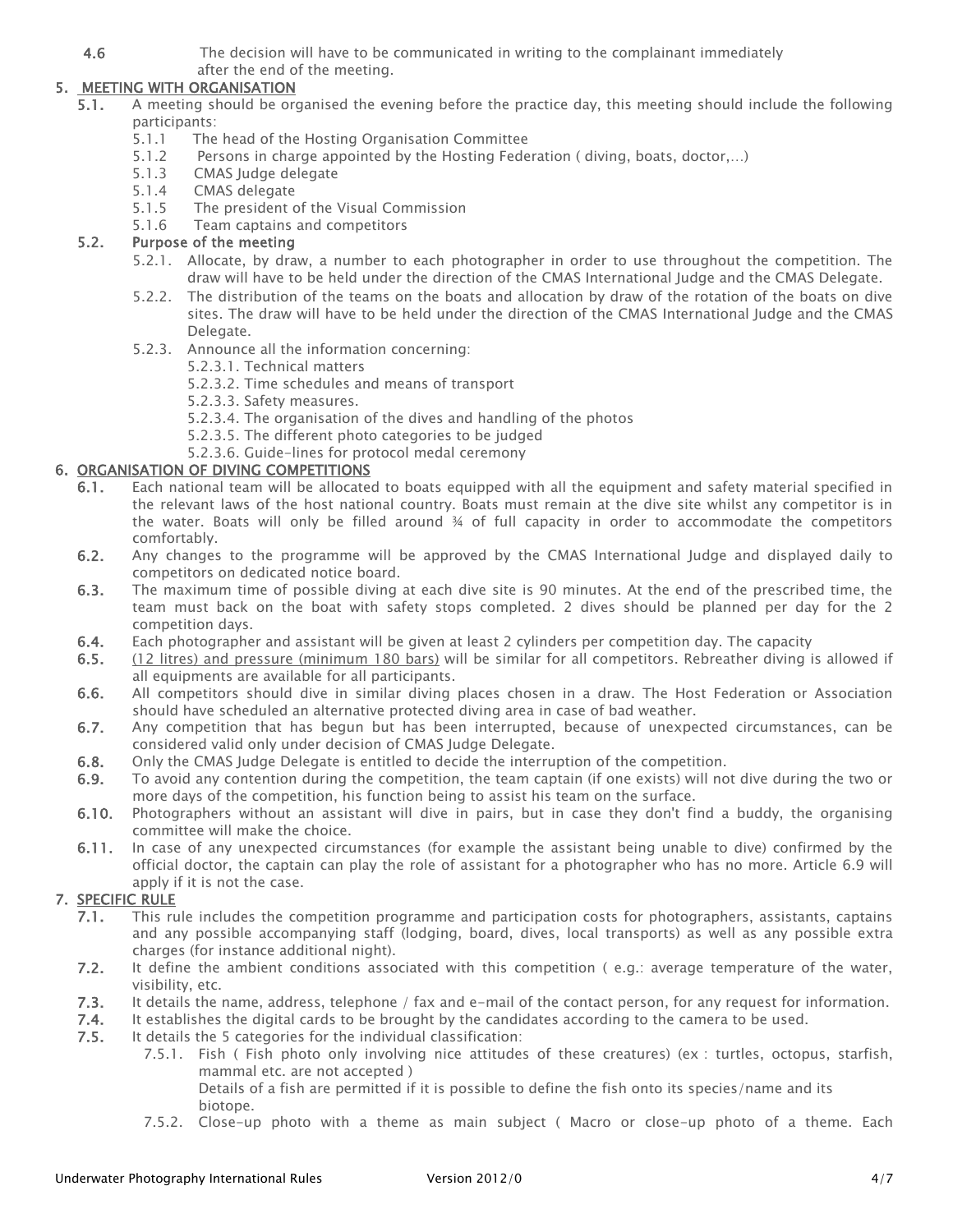**4.6** The decision will have to be communicated in writing to the complainant immediately after the end of the meeting.

## 5. MEETING WITH ORGANISATION

**5.1.** A meeting should be organised the evening before the practice day, this meeting should include the following participants:

- 5.1.1 The head of the Hosting Organisation Committee
- 5.1.2 Persons in charge appointed by the Hosting Federation ( diving, boats, doctor,…)
- 5.1.3 CMAS Judge delegate
- 5.1.4 CMAS delegate
- 5.1.5 The president of the Visual Commission
- 5.1.6 Team captains and competitors

### 5.2. Purpose of the meeting

- 5.2.1. Allocate, by draw, a number to each photographer in order to use throughout the competition. The draw will have to be held under the direction of the CMAS International Judge and the CMAS Delegate.
- 5.2.2. The distribution of the teams on the boats and allocation by draw of the rotation of the boats on dive sites. The draw will have to be held under the direction of the CMAS International Judge and the CMAS Delegate.
- 5.2.3. Announce all the information concerning:
  - 5.2.3.1. Technical matters
  - 5.2.3.2. Time schedules and means of transport
  - 5.2.3.3. Safety measures.
  - 5.2.3.4. The organisation of the dives and handling of the photos
  - 5.2.3.5. The different photo categories to be judged
  - 5.2.3.6. Guide-lines for protocol medal ceremony

## 6. ORGANISATION OF DIVING COMPETITIONS

**6.1.** Each national team will be allocated to boats equipped with all the equipment and safety material specified in the relevant laws of the host national country. Boats must remain at the dive site whilst any competitor is in the water. Boats will only be filled around ¾ of full capacity in order to accommodate the competitors comfortably.

**6.2.** Any changes to the programme will be approved by the CMAS International Judge and displayed daily to competitors on dedicated notice board.

**6.3.** The maximum time of possible diving at each dive site is 90 minutes. At the end of the prescribed time, the team must back on the boat with safety stops completed. 2 dives should be planned per day for the 2 competition days.

**6.4.** Each photographer and assistant will be given at least 2 cylinders per competition day. The capacity

**6.5.** (12 litres) and pressure (minimum 180 bars) will be similar for all competitors. Rebreather diving is allowed if all equipments are available for all participants.

**6.6.** All competitors should dive in similar diving places chosen in a draw. The Host Federation or Association should have scheduled an alternative protected diving area in case of bad weather.

**6.7.** Any competition that has begun but has been interrupted, because of unexpected circumstances, can be considered valid only under decision of CMAS Judge Delegate.

**6.8.** Only the CMAS Judge Delegate is entitled to decide the interruption of the competition.

**6.9.** To avoid any contention during the competition, the team captain (if one exists) will not dive during the two or more days of the competition, his function being to assist his team on the surface.

**6.10.** Photographers without an assistant will dive in pairs, but in case they don't find a buddy, the organising committee will make the choice.

**6.11.** In case of any unexpected circumstances (for example the assistant being unable to dive) confirmed by the official doctor, the captain can play the role of assistant for a photographer who has no more. Article 6.9 will apply if it is not the case.

## 7. SPECIFIC RULE

**7.1.** This rule includes the competition programme and participation costs for photographers, assistants, captains and any possible accompanying staff (lodging, board, dives, local transports) as well as any possible extra charges (for instance additional night).

**7.2.** It define the ambient conditions associated with this competition ( e.g.: average temperature of the water, visibility, etc.

**7.3.** It details the name, address, telephone / fax and e-mail of the contact person, for any request for information.

**7.4.** It establishes the digital cards to be brought by the candidates according to the camera to be used.

**7.5.** It details the 5 categories for the individual classification:

- 7.5.1. Fish ( Fish photo only involving nice attitudes of these creatures) (ex : turtles, octopus, starfish, mammal etc. are not accepted )
  Details of a fish are permitted if it is possible to define the fish onto its species/name and its biotope.
- 7.5.2. Close-up photo with a theme as main subject ( Macro or close-up photo of a theme. Each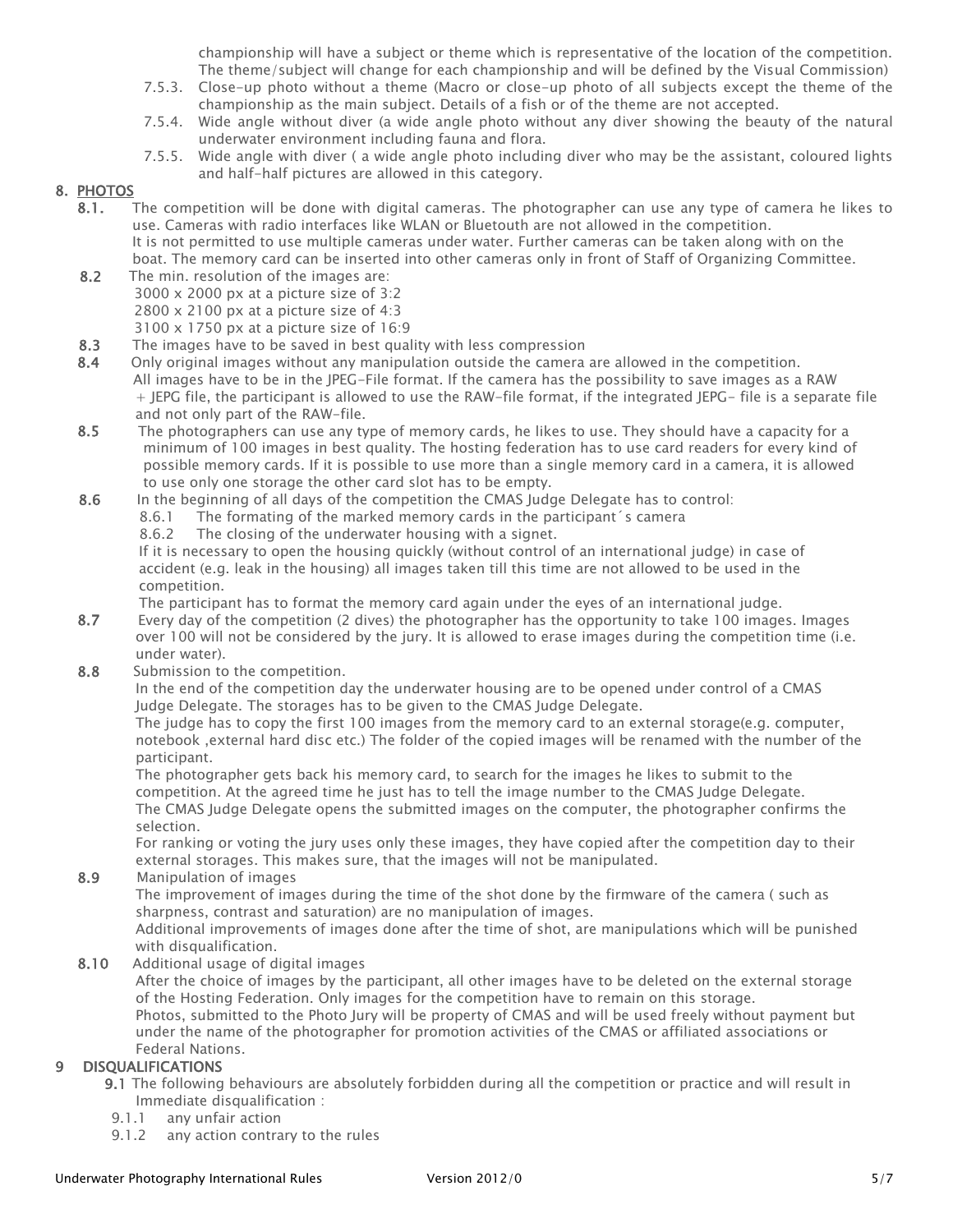championship will have a subject or theme which is representative of the location of the competition. The theme/subject will change for each championship and will be defined by the Visual Commission)

7.5.3. Close-up photo without a theme (Macro or close-up photo of all subjects except the theme of the championship as the main subject. Details of a fish or of the theme are not accepted.

7.5.4. Wide angle without diver (a wide angle photo without any diver showing the beauty of the natural underwater environment including fauna and flora.

7.5.5. Wide angle with diver ( a wide angle photo including diver who may be the assistant, coloured lights and half-half pictures are allowed in this category.

## 8. PHOTOS

**8.1.** The competition will be done with digital cameras. The photographer can use any type of camera he likes to use. Cameras with radio interfaces like WLAN or Bluetouth are not allowed in the competition.
It is not permitted to use multiple cameras under water. Further cameras can be taken along with on the boat. The memory card can be inserted into other cameras only in front of Staff of Organizing Committee.

**8.2** The min. resolution of the images are:
3000 x 2000 px at a picture size of 3:2
2800 x 2100 px at a picture size of 4:3
3100 x 1750 px at a picture size of 16:9

**8.3** The images have to be saved in best quality with less compression

**8.4** Only original images without any manipulation outside the camera are allowed in the competition.
All images have to be in the JPEG-File format. If the camera has the possibility to save images as a RAW + JEPG file, the participant is allowed to use the RAW-file format, if the integrated JEPG- file is a separate file and not only part of the RAW-file.

**8.5** The photographers can use any type of memory cards, he likes to use. They should have a capacity for a minimum of 100 images in best quality. The hosting federation has to use card readers for every kind of possible memory cards. If it is possible to use more than a single memory card in a camera, it is allowed to use only one storage the other card slot has to be empty.

**8.6** In the beginning of all days of the competition the CMAS Judge Delegate has to control:

8.6.1 The formating of the marked memory cards in the participant´s camera

8.6.2 The closing of the underwater housing with a signet.

If it is necessary to open the housing quickly (without control of an international judge) in case of accident (e.g. leak in the housing) all images taken till this time are not allowed to be used in the competition.
The participant has to format the memory card again under the eyes of an international judge.

**8.7** Every day of the competition (2 dives) the photographer has the opportunity to take 100 images. Images over 100 will not be considered by the jury. It is allowed to erase images during the competition time (i.e. under water).

**8.8** Submission to the competition.
In the end of the competition day the underwater housing are to be opened under control of a CMAS Judge Delegate. The storages has to be given to the CMAS Judge Delegate.
The judge has to copy the first 100 images from the memory card to an external storage(e.g. computer, notebook ,external hard disc etc.) The folder of the copied images will be renamed with the number of the participant.
The photographer gets back his memory card, to search for the images he likes to submit to the competition. At the agreed time he just has to tell the image number to the CMAS Judge Delegate.
The CMAS Judge Delegate opens the submitted images on the computer, the photographer confirms the selection.
For ranking or voting the jury uses only these images, they have copied after the competition day to their external storages. This makes sure, that the images will not be manipulated.

**8.9** Manipulation of images
The improvement of images during the time of the shot done by the firmware of the camera ( such as sharpness, contrast and saturation) are no manipulation of images.
Additional improvements of images done after the time of shot, are manipulations which will be punished with disqualification.

**8.10** Additional usage of digital images
After the choice of images by the participant, all other images have to be deleted on the external storage of the Hosting Federation. Only images for the competition have to remain on this storage.
Photos, submitted to the Photo Jury will be property of CMAS and will be used freely without payment but under the name of the photographer for promotion activities of the CMAS or affiliated associations or Federal Nations.

## 9 DISQUALIFICATIONS

**9.1** The following behaviours are absolutely forbidden during all the competition or practice and will result in Immediate disqualification :

9.1.1 any unfair action

9.1.2 any action contrary to the rules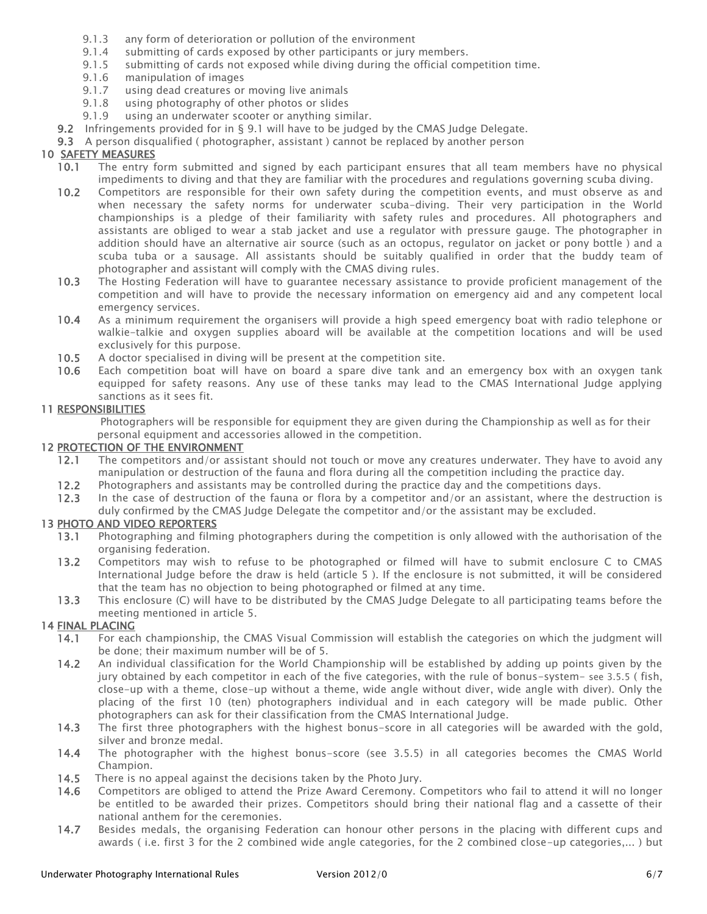9.1.3 any form of deterioration or pollution of the environment
9.1.4 submitting of cards exposed by other participants or jury members.
9.1.5 submitting of cards not exposed while diving during the official competition time.
9.1.6 manipulation of images
9.1.7 using dead creatures or moving live animals
9.1.8 using photography of other photos or slides
9.1.9 using an underwater scooter or anything similar.

**9.2** Infringements provided for in § 9.1 will have to be judged by the CMAS Judge Delegate.

**9.3** A person disqualified ( photographer, assistant ) cannot be replaced by another person

## 10 SAFETY MEASURES

**10.1** The entry form submitted and signed by each participant ensures that all team members have no physical impediments to diving and that they are familiar with the procedures and regulations governing scuba diving.

**10.2** Competitors are responsible for their own safety during the competition events, and must observe as and when necessary the safety norms for underwater scuba-diving. Their very participation in the World championships is a pledge of their familiarity with safety rules and procedures. All photographers and assistants are obliged to wear a stab jacket and use a regulator with pressure gauge. The photographer in addition should have an alternative air source (such as an octopus, regulator on jacket or pony bottle ) and a scuba tuba or a sausage. All assistants should be suitably qualified in order that the buddy team of photographer and assistant will comply with the CMAS diving rules.

**10.3** The Hosting Federation will have to guarantee necessary assistance to provide proficient management of the competition and will have to provide the necessary information on emergency aid and any competent local emergency services.

**10.4** As a minimum requirement the organisers will provide a high speed emergency boat with radio telephone or walkie-talkie and oxygen supplies aboard will be available at the competition locations and will be used exclusively for this purpose.

**10.5** A doctor specialised in diving will be present at the competition site.

**10.6** Each competition boat will have on board a spare dive tank and an emergency box with an oxygen tank equipped for safety reasons. Any use of these tanks may lead to the CMAS International Judge applying sanctions as it sees fit.

## 11 RESPONSIBILITIES

Photographers will be responsible for equipment they are given during the Championship as well as for their personal equipment and accessories allowed in the competition.

## 12 PROTECTION OF THE ENVIRONMENT

**12.1** The competitors and/or assistant should not touch or move any creatures underwater. They have to avoid any manipulation or destruction of the fauna and flora during all the competition including the practice day.

**12.2** Photographers and assistants may be controlled during the practice day and the competitions days.

**12.3** In the case of destruction of the fauna or flora by a competitor and/or an assistant, where the destruction is duly confirmed by the CMAS Judge Delegate the competitor and/or the assistant may be excluded.

## 13 PHOTO AND VIDEO REPORTERS

**13.1** Photographing and filming photographers during the competition is only allowed with the authorisation of the organising federation.

**13.2** Competitors may wish to refuse to be photographed or filmed will have to submit enclosure C to CMAS International Judge before the draw is held (article 5 ). If the enclosure is not submitted, it will be considered that the team has no objection to being photographed or filmed at any time.

**13.3** This enclosure (C) will have to be distributed by the CMAS Judge Delegate to all participating teams before the meeting mentioned in article 5.

## 14 FINAL PLACING

**14.1** For each championship, the CMAS Visual Commission will establish the categories on which the judgment will be done; their maximum number will be of 5.

**14.2** An individual classification for the World Championship will be established by adding up points given by the jury obtained by each competitor in each of the five categories, with the rule of bonus-system- see 3.5.5 ( fish, close-up with a theme, close-up without a theme, wide angle without diver, wide angle with diver). Only the placing of the first 10 (ten) photographers individual and in each category will be made public. Other photographers can ask for their classification from the CMAS International Judge.

**14.3** The first three photographers with the highest bonus-score in all categories will be awarded with the gold, silver and bronze medal.

**14.4** The photographer with the highest bonus-score (see 3.5.5) in all categories becomes the CMAS World Champion.

**14.5** There is no appeal against the decisions taken by the Photo Jury.

**14.6** Competitors are obliged to attend the Prize Award Ceremony. Competitors who fail to attend it will no longer be entitled to be awarded their prizes. Competitors should bring their national flag and a cassette of their national anthem for the ceremonies.

**14.7** Besides medals, the organising Federation can honour other persons in the placing with different cups and awards ( i.e. first 3 for the 2 combined wide angle categories, for the 2 combined close-up categories,... ) but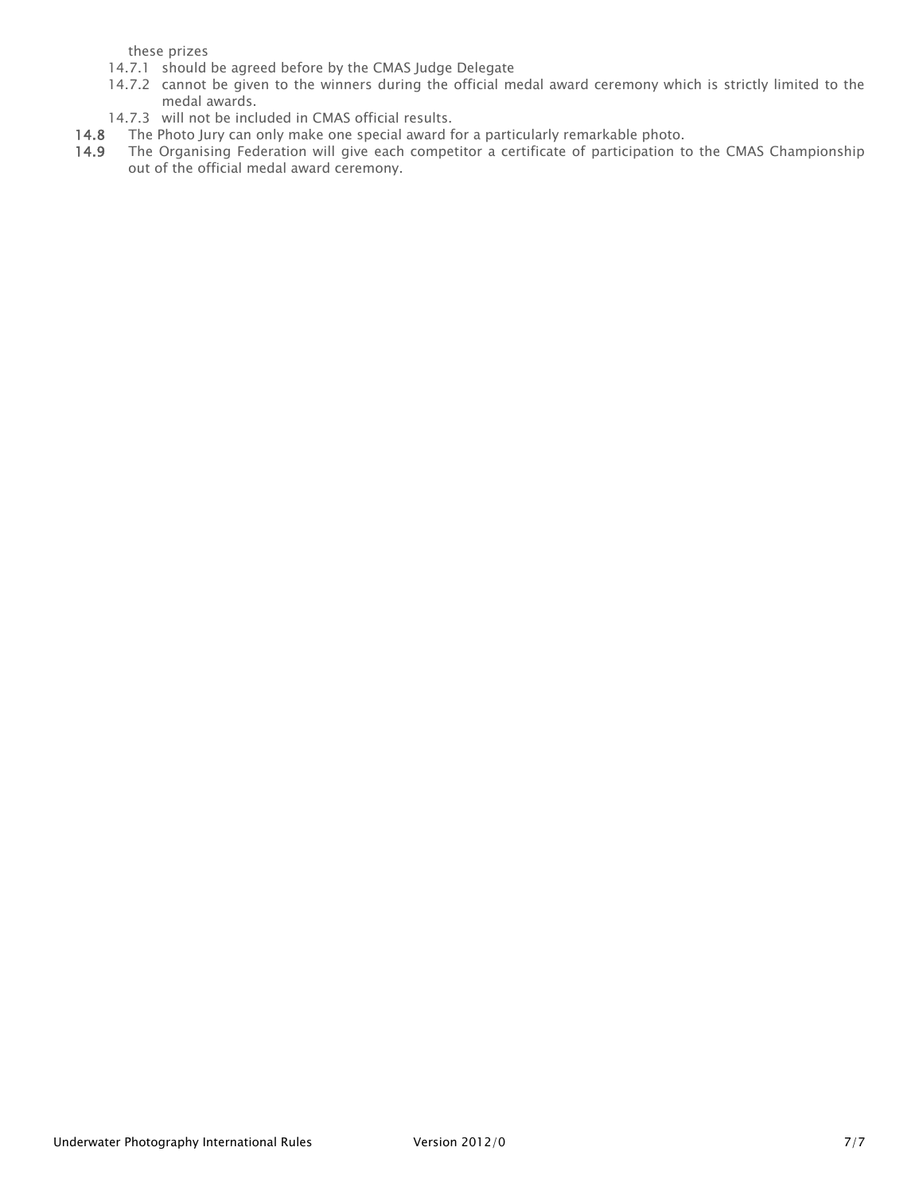these prizes

14.7.1 should be agreed before by the CMAS Judge Delegate

14.7.2 cannot be given to the winners during the official medal award ceremony which is strictly limited to the medal awards.

14.7.3 will not be included in CMAS official results.

**14.8** The Photo Jury can only make one special award for a particularly remarkable photo.

**14.9** The Organising Federation will give each competitor a certificate of participation to the CMAS Championship out of the official medal award ceremony.